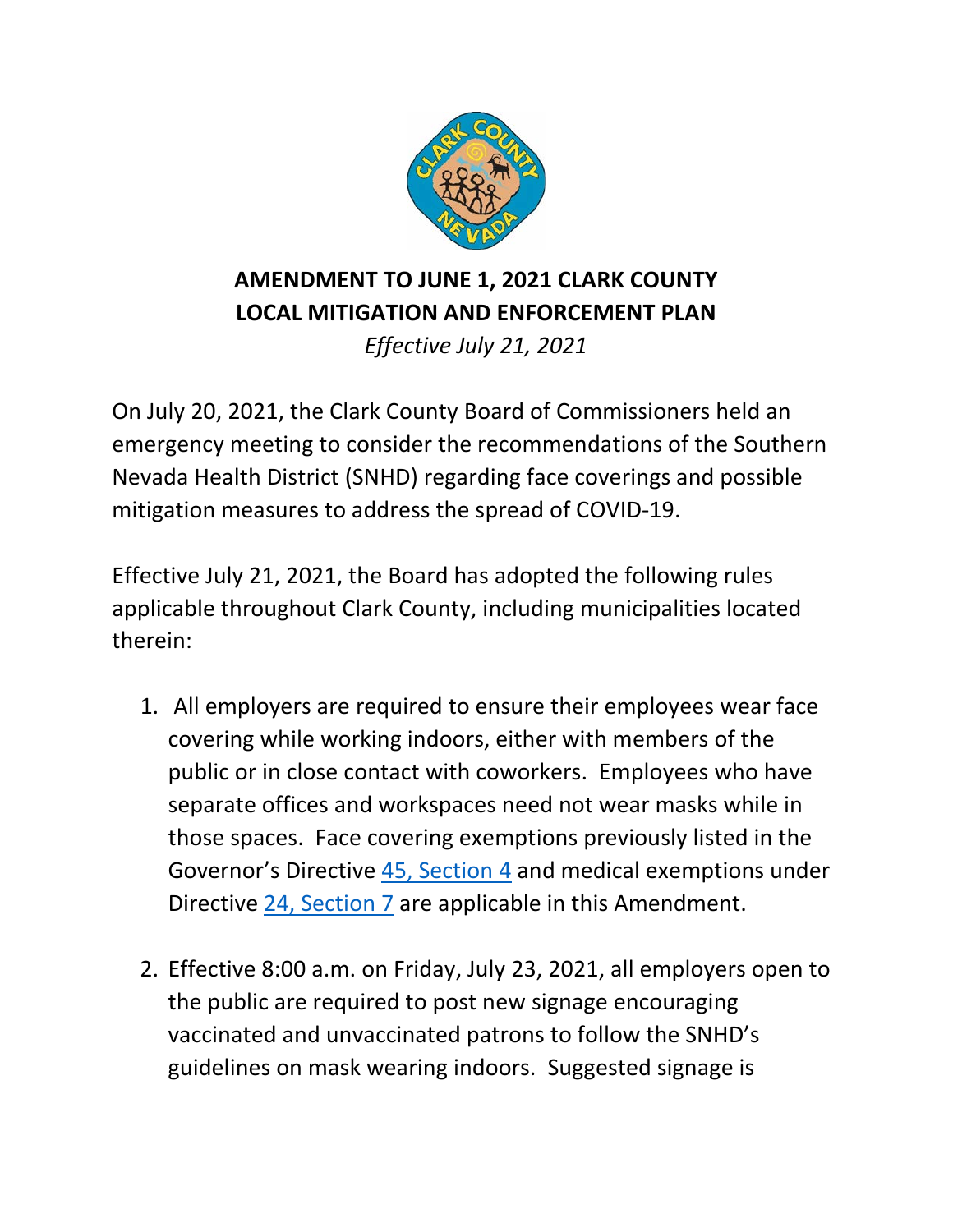# AMENDMENT TO JUNE 1, 2021 CLARK COUNTY LOCAL MITIGATION AND ENFORCEMENT PLAN

*Effective July 21, 2021*

On July 20, 2021, the Clark County Board of Commissioners held an emergency meeting to consider the recommendations of the Southern Nevada Health District (SNHD) regarding face coverings and possible mitigation measures to address the spread of COVID-19.

Effective July 21, 2021, the Board has adopted the following rules applicable throughout Clark County, including municipalities located therein:

1. All employers are required to ensure their employees wear face covering while working indoors, either with members of the public or in close contact with coworkers. Employees who have separate offices and workspaces need not wear masks while in those spaces. Face covering exemptions previously listed in the Governor's Directive 45, Section 4 and medical exemptions under Directive 24, Section 7 are applicable in this Amendment.

2. Effective 8:00 a.m. on Friday, July 23, 2021, all employers open to the public are required to post new signage encouraging vaccinated and unvaccinated patrons to follow the SNHD's guidelines on mask wearing indoors. Suggested signage is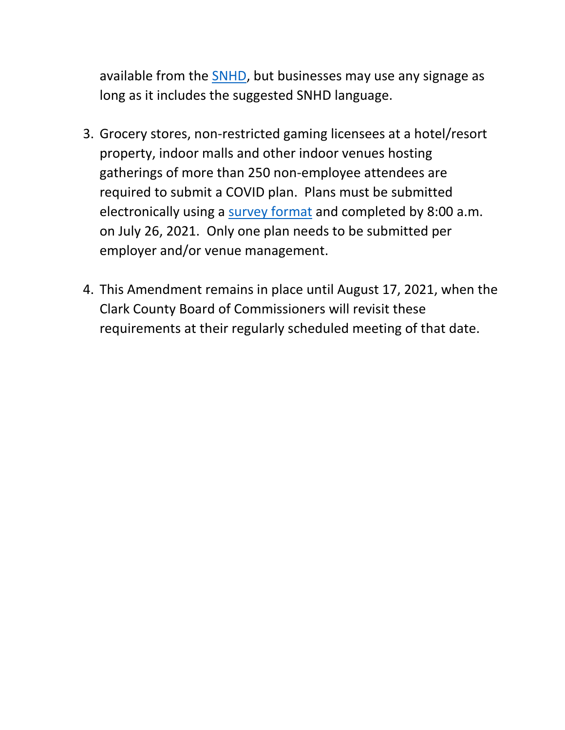available from the [SNHD](), but businesses may use any signage as long as it includes the suggested SNHD language.

3. Grocery stores, non-restricted gaming licensees at a hotel/resort property, indoor malls and other indoor venues hosting gatherings of more than 250 non-employee attendees are required to submit a COVID plan. Plans must be submitted electronically using a [survey format]() and completed by 8:00 a.m. on July 26, 2021. Only one plan needs to be submitted per employer and/or venue management.

4. This Amendment remains in place until August 17, 2021, when the Clark County Board of Commissioners will revisit these requirements at their regularly scheduled meeting of that date.